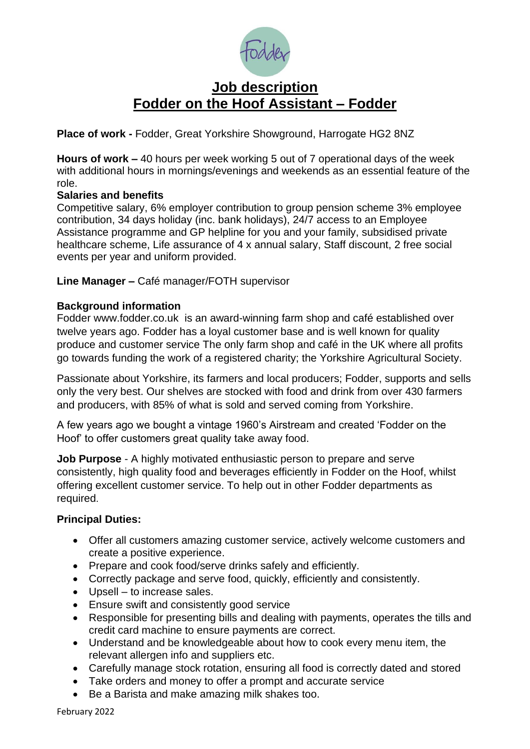# Job description
# Fodder on the Hoof Assistant – Fodder

**Place of work -** Fodder, Great Yorkshire Showground, Harrogate HG2 8NZ

**Hours of work –** 40 hours per week working 5 out of 7 operational days of the week with additional hours in mornings/evenings and weekends as an essential feature of the role.

**Salaries and benefits**
Competitive salary, 6% employer contribution to group pension scheme 3% employee contribution, 34 days holiday (inc. bank holidays), 24/7 access to an Employee Assistance programme and GP helpline for you and your family, subsidised private healthcare scheme, Life assurance of 4 x annual salary, Staff discount, 2 free social events per year and uniform provided.

**Line Manager –** Café manager/FOTH supervisor

**Background information**
Fodder www.fodder.co.uk is an award-winning farm shop and café established over twelve years ago. Fodder has a loyal customer base and is well known for quality produce and customer service The only farm shop and café in the UK where all profits go towards funding the work of a registered charity; the Yorkshire Agricultural Society.

Passionate about Yorkshire, its farmers and local producers; Fodder, supports and sells only the very best. Our shelves are stocked with food and drink from over 430 farmers and producers, with 85% of what is sold and served coming from Yorkshire.

A few years ago we bought a vintage 1960's Airstream and created 'Fodder on the Hoof' to offer customers great quality take away food.

**Job Purpose** - A highly motivated enthusiastic person to prepare and serve consistently, high quality food and beverages efficiently in Fodder on the Hoof, whilst offering excellent customer service. To help out in other Fodder departments as required.

**Principal Duties:**

- Offer all customers amazing customer service, actively welcome customers and create a positive experience.
- Prepare and cook food/serve drinks safely and efficiently.
- Correctly package and serve food, quickly, efficiently and consistently.
- Upsell – to increase sales.
- Ensure swift and consistently good service
- Responsible for presenting bills and dealing with payments, operates the tills and credit card machine to ensure payments are correct.
- Understand and be knowledgeable about how to cook every menu item, the relevant allergen info and suppliers etc.
- Carefully manage stock rotation, ensuring all food is correctly dated and stored
- Take orders and money to offer a prompt and accurate service
- Be a Barista and make amazing milk shakes too.

February 2022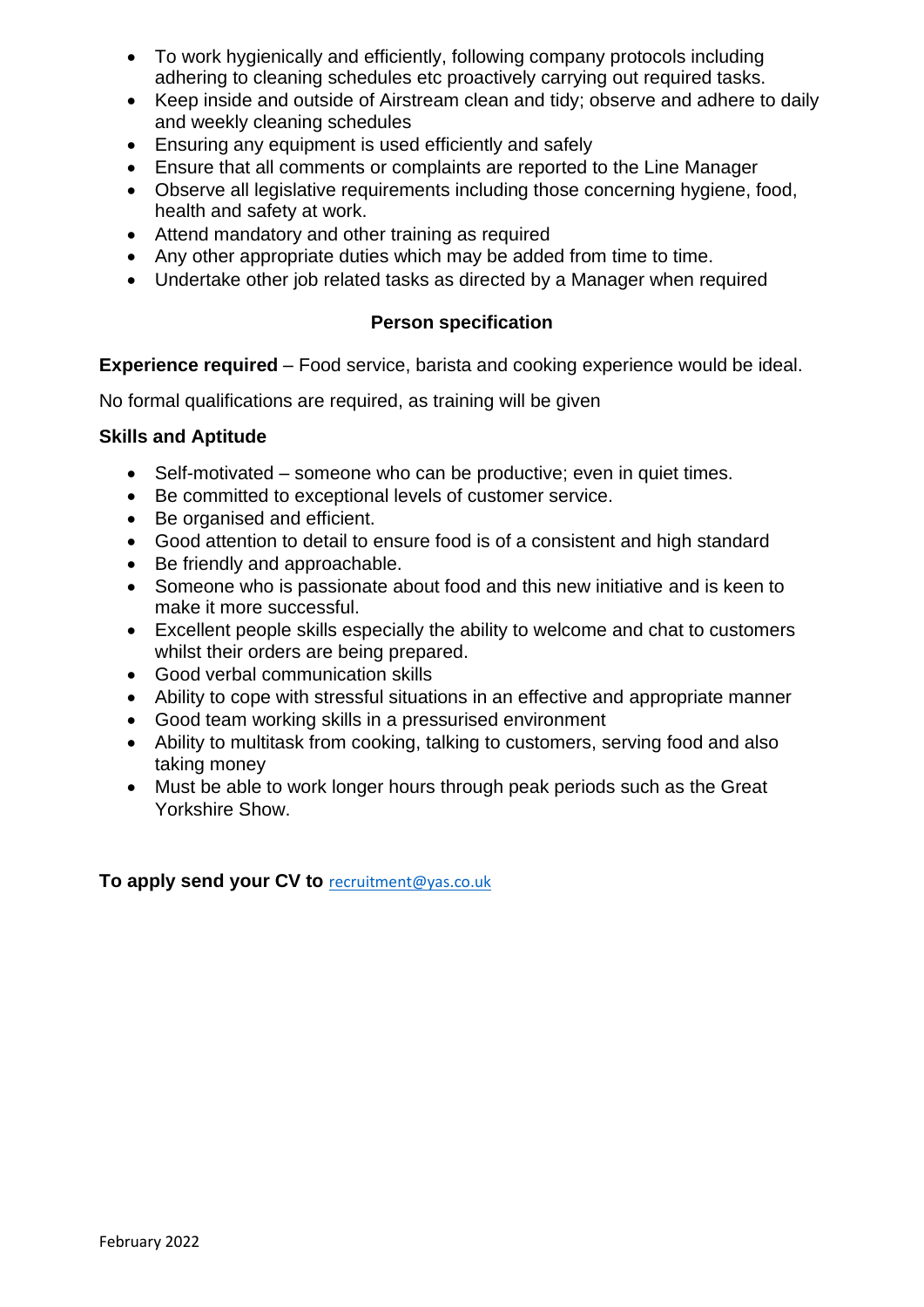- To work hygienically and efficiently, following company protocols including adhering to cleaning schedules etc proactively carrying out required tasks.
- Keep inside and outside of Airstream clean and tidy; observe and adhere to daily and weekly cleaning schedules
- Ensuring any equipment is used efficiently and safely
- Ensure that all comments or complaints are reported to the Line Manager
- Observe all legislative requirements including those concerning hygiene, food, health and safety at work.
- Attend mandatory and other training as required
- Any other appropriate duties which may be added from time to time.
- Undertake other job related tasks as directed by a Manager when required

## Person specification

**Experience required** – Food service, barista and cooking experience would be ideal.

No formal qualifications are required, as training will be given

**Skills and Aptitude**

- Self-motivated – someone who can be productive; even in quiet times.
- Be committed to exceptional levels of customer service.
- Be organised and efficient.
- Good attention to detail to ensure food is of a consistent and high standard
- Be friendly and approachable.
- Someone who is passionate about food and this new initiative and is keen to make it more successful.
- Excellent people skills especially the ability to welcome and chat to customers whilst their orders are being prepared.
- Good verbal communication skills
- Ability to cope with stressful situations in an effective and appropriate manner
- Good team working skills in a pressurised environment
- Ability to multitask from cooking, talking to customers, serving food and also taking money
- Must be able to work longer hours through peak periods such as the Great Yorkshire Show.

**To apply send your CV to** recruitment@yas.co.uk

February 2022